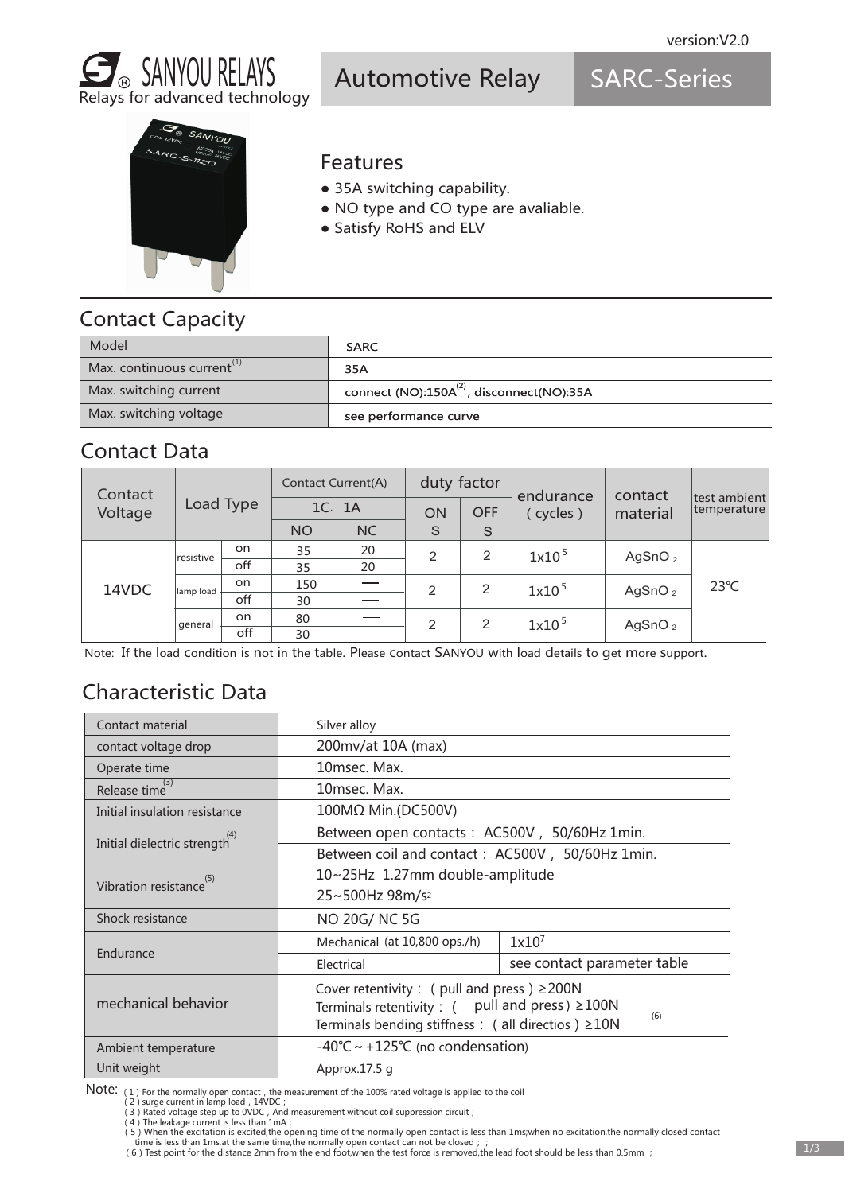version:V2.0

# SANYOU RELAYS

Relays for advanced technology

# Automotive Relay SARC-Series

## Features

- 35A switching capability.
- NO type and CO type are avaliable.
- Satisfy RoHS and ELV

## Contact Capacity

| Model | SARC |
|---|---|
| Max. continuous current(1) | 35A |
| Max. switching current | connect (NO):150A(2), disconnect(NO):35A |
| Max. switching voltage | see performance curve |

## Contact Data

| Contact Voltage | Load Type | | Contact Current(A) | | duty factor | | endurance ( cycles ) | contact material | test ambient temperature |
|---|---|---|---|---|---|---|---|---|---|
| | | | 1C、1A | | ON | OFF | | | |
| | | | NO | NC | S | S | | | |
| 14VDC | resistive | on | 35 | 20 | 2 | 2 | $1x10^5$ | $AgSnO_2$ | 23℃ |
| | | off | 35 | 20 | | | | | |
| | lamp load | on | 150 | — | 2 | 2 | $1x10^5$ | $AgSnO_2$ | |
| | | off | 30 | — | | | | | |
| | general | on | 80 | — | 2 | 2 | $1x10^5$ | $AgSnO_2$ | |
| | | off | 30 | — | | | | | |

Note: If the load condition is not in the table. Please contact SANYOU with load details to get more support.

## Characteristic Data

| Contact material | Silver alloy | |
|---|---|---|
| contact voltage drop | 200mv/at 10A (max) | |
| Operate time | 10msec. Max. | |
| Release time(3) | 10msec. Max. | |
| Initial insulation resistance | 100MΩ Min.(DC500V) | |
| Initial dielectric strength(4) | Between open contacts： AC500V， 50/60Hz 1min. | |
| | Between coil and contact： AC500V， 50/60Hz 1min. | |
| Vibration resistance(5) | 10~25Hz 1.27mm double-amplitude<br>25~500Hz 98m/$s^2$ | |
| Shock resistance | NO 20G/ NC 5G | |
| Endurance | Mechanical (at 10,800 ops./h) | $1x10^7$ |
| | Electrical | see contact parameter table |
| mechanical behavior | Cover retentivity： ( pull and press ) ≥200N<br>Terminals retentivity： ( pull and press) ≥100N<br>Terminals bending stiffness： ( all directios ) ≥10N (6) | |
| Ambient temperature | -40℃ ~ +125℃ (no condensation) | |
| Unit weight | Approx.17.5 g | |

Note:
( 1 ) For the normally open contact，the measurement of the 100% rated voltage is applied to the coil
( 2 ) surge current in lamp load，14VDC；
( 3 ) Rated voltage step up to 0VDC，And measurement without coil suppression circuit；
( 4 ) The leakage current is less than 1mA；
( 5 ) When the excitation is excited,the opening time of the normally open contact is less than 1ms;when no excitation,the normally closed contact time is less than 1ms,at the same time,the normally open contact can not be closed；；
( 6 ) Test point for the distance 2mm from the end foot,when the test force is removed,the lead foot should be less than 0.5mm ；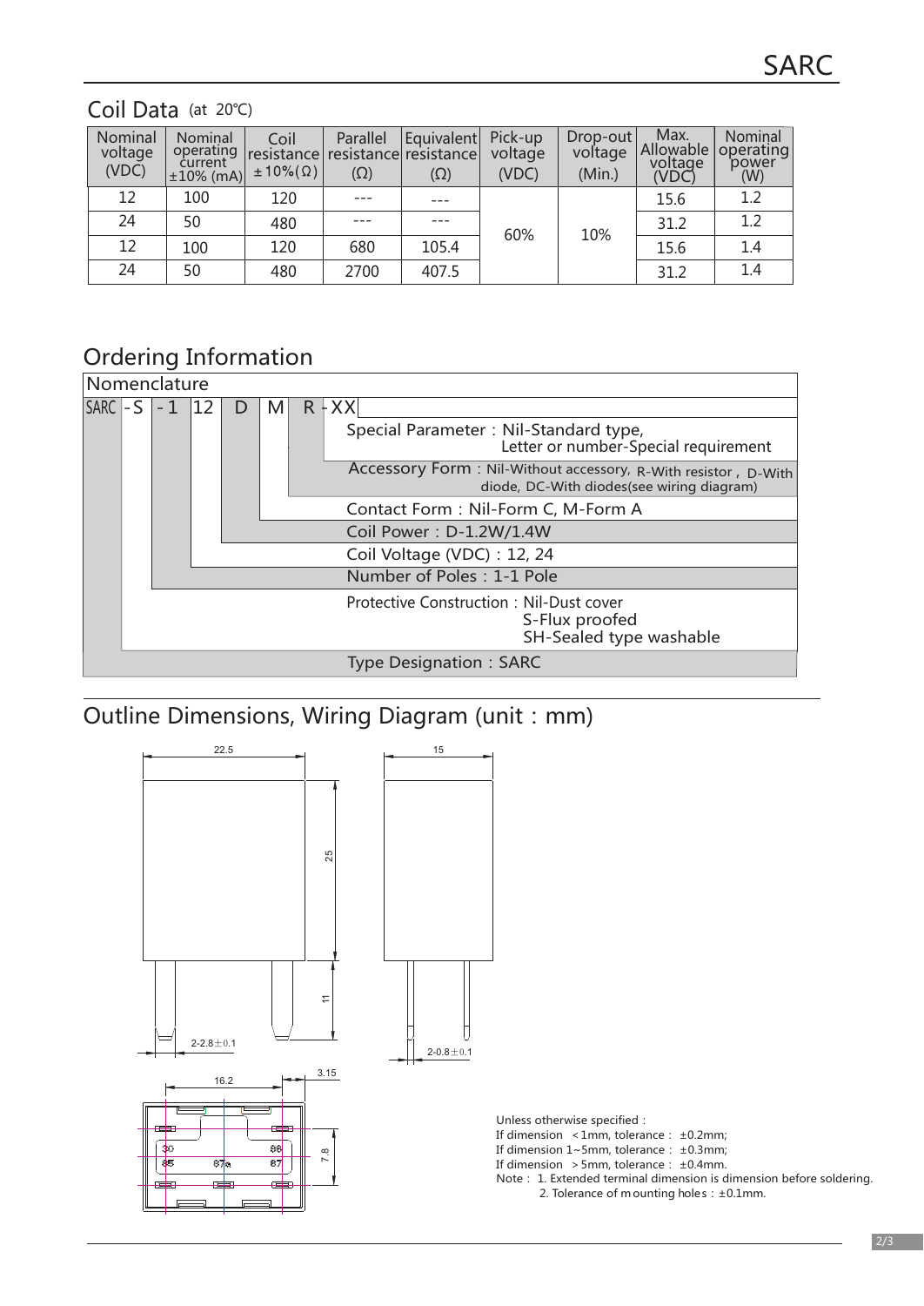## Coil Data (at 20℃)

| Nominal voltage (VDC) | Nominal operating current ±10% (mA) | Coil resistance ±10%(Ω) | Parallel resistance (Ω) | Equivalent resistance (Ω) | Pick-up voltage (VDC) | Drop-out voltage (Min.) | Max. Allowable voltage (VDC) | Nominal operating power (W) |
|---|---|---|---|---|---|---|---|---|
| 12 | 100 | 120 | --- | --- | 60% | 10% | 15.6 | 1.2 |
| 24 | 50 | 480 | --- | --- | | | 31.2 | 1.2 |
| 12 | 100 | 120 | 680 | 105.4 | | | 15.6 | 1.4 |
| 24 | 50 | 480 | 2700 | 407.5 | | | 31.2 | 1.4 |

## Ordering Information

**Nomenclature**

SARC - S - 1 12 D M R - XX

- Special Parameter：Nil-Standard type, Letter or number-Special requirement
- Accessory Form：Nil-Without accessory, R-With resistor，D-With diode, DC-With diodes(see wiring diagram)
- Contact Form：Nil-Form C, M-Form A
- Coil Power：D-1.2W/1.4W
- Coil Voltage (VDC)：12, 24
- Number of Poles：1-1 Pole
- Protective Construction：Nil-Dust cover, S-Flux proofed, SH-Sealed type washable
- Type Designation：SARC

## Outline Dimensions, Wiring Diagram (unit：mm)

22.5, 15, 25, 11, 2-2.8±0.1, 2-0.8±0.1, 16.2, 3.15, 7.8

30, 86, 85, 87a, 87

Unless otherwise specified：
If dimension <1mm, tolerance：±0.2mm;
If dimension 1~5mm, tolerance：±0.3mm;
If dimension >5mm, tolerance：±0.4mm.
Note：1. Extended terminal dimension is dimension before soldering.
2. Tolerance of mounting holes：±0.1mm.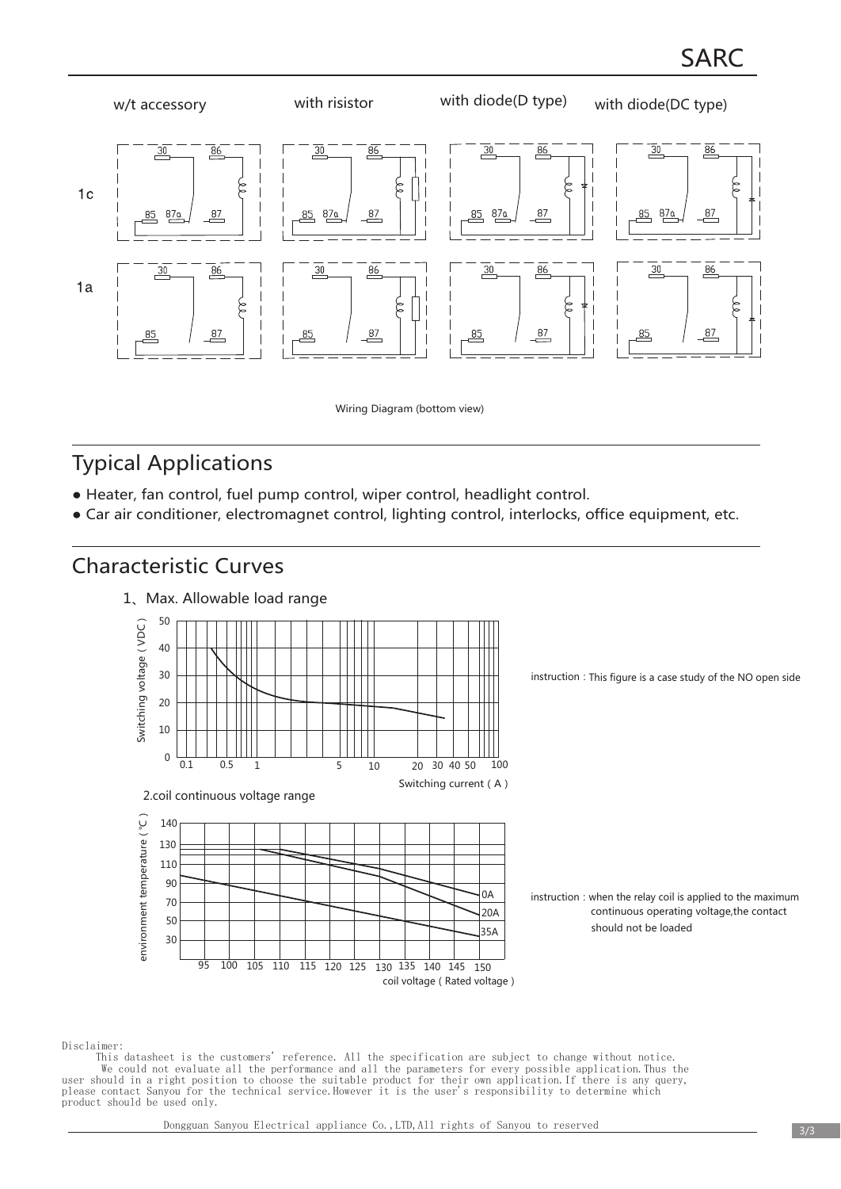w/t accessory

with risistor

with diode(D type)

with diode(DC type)

1c

30 86
85 87a 87

1a

30 86
85 87

Wiring Diagram (bottom view)

## Typical Applications

- Heater, fan control, fuel pump control, wiper control, headlight control.
- Car air conditioner, electromagnet control, lighting control, interlocks, office equipment, etc.

## Characteristic Curves

1、Max. Allowable load range

Switching voltage ( VDC )

50
40
30
20
10
0

0.1 0.5 1 5 10 20 30 40 50 100

Switching current ( A )

instruction : This figure is a case study of the NO open side

2.coil continuous voltage range

environment temperature ( ℃ )

140
130
110
90
70
50
30

95 100 105 110 115 120 125 130 135 140 145 150

coil voltage ( Rated voltage )

0A
20A
35A

instruction : when the relay coil is applied to the maximum continuous operating voltage,the contact should not be loaded

Disclaimer:
This datasheet is the customers' reference. All the specification are subject to change without notice.
We could not evaluate all the performance and all the parameters for every possible application.Thus the user should in a right position to choose the suitable product for their own application.If there is any query, please contact Sanyou for the technical service.However it is the user's responsibility to determine which product should be used only.

Dongguan Sanyou Electrical appliance Co.,LTD,All rights of Sanyou to reserved